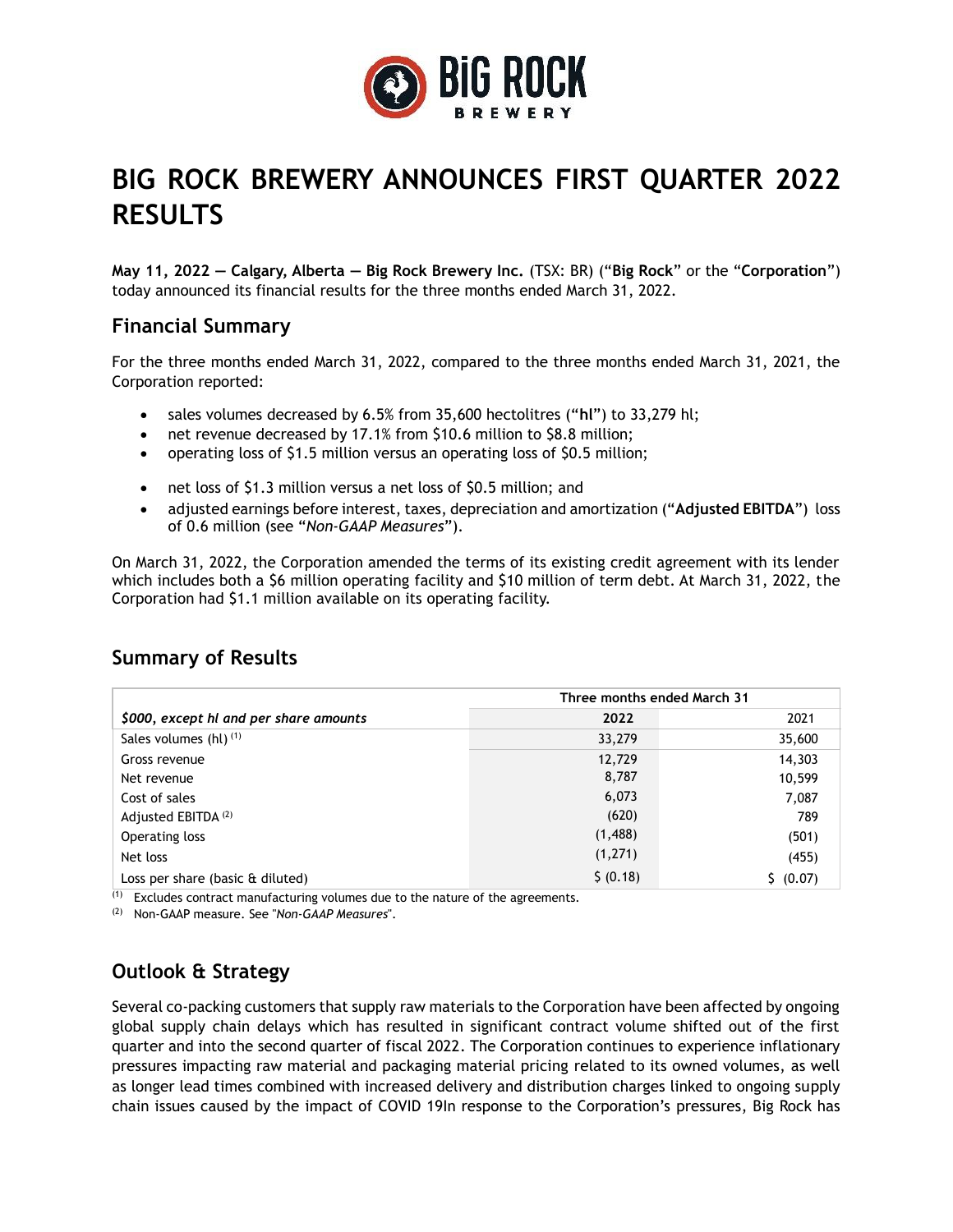# BIG ROCK BREWERY ANNOUNCES FIRST QUARTER 2022 RESULTS

**May 11, 2022 — Calgary, Alberta — Big Rock Brewery Inc.** (TSX: BR) ("**Big Rock**" or the "**Corporation**") today announced its financial results for the three months ended March 31, 2022.

## Financial Summary

For the three months ended March 31, 2022, compared to the three months ended March 31, 2021, the Corporation reported:

- sales volumes decreased by 6.5% from 35,600 hectolitres ("**hl**") to 33,279 hl;
- net revenue decreased by 17.1% from $10.6 million to $8.8 million;
- operating loss of $1.5 million versus an operating loss of $0.5 million;
- net loss of $1.3 million versus a net loss of $0.5 million; and
- adjusted earnings before interest, taxes, depreciation and amortization ("**Adjusted EBITDA**") loss of 0.6 million (see "*Non-GAAP Measures*").

On March 31, 2022, the Corporation amended the terms of its existing credit agreement with its lender which includes both a $6 million operating facility and $10 million of term debt. At March 31, 2022, the Corporation had $1.1 million available on its operating facility.

## Summary of Results

| | Three months ended March 31 | |
|---|---|---|
| ***$000, except hl and per share amounts*** | **2022** | 2021 |
| Sales volumes (hl) [(1)] | 33,279 | 35,600 |
| Gross revenue | 12,729 | 14,303 |
| Net revenue | 8,787 | 10,599 |
| Cost of sales | 6,073 | 7,087 |
| Adjusted EBITDA [(2)] | (620) | 789 |
| Operating loss | (1,488) | (501) |
| Net loss | (1,271) | (455) |
| Loss per share (basic & diluted) | $ (0.18) | $ (0.07) |

(1) Excludes contract manufacturing volumes due to the nature of the agreements.

(2) Non-GAAP measure. See "*Non-GAAP Measures*".

## Outlook & Strategy

Several co-packing customers that supply raw materials to the Corporation have been affected by ongoing global supply chain delays which has resulted in significant contract volume shifted out of the first quarter and into the second quarter of fiscal 2022. The Corporation continues to experience inflationary pressures impacting raw material and packaging material pricing related to its owned volumes, as well as longer lead times combined with increased delivery and distribution charges linked to ongoing supply chain issues caused by the impact of COVID 19In response to the Corporation's pressures, Big Rock has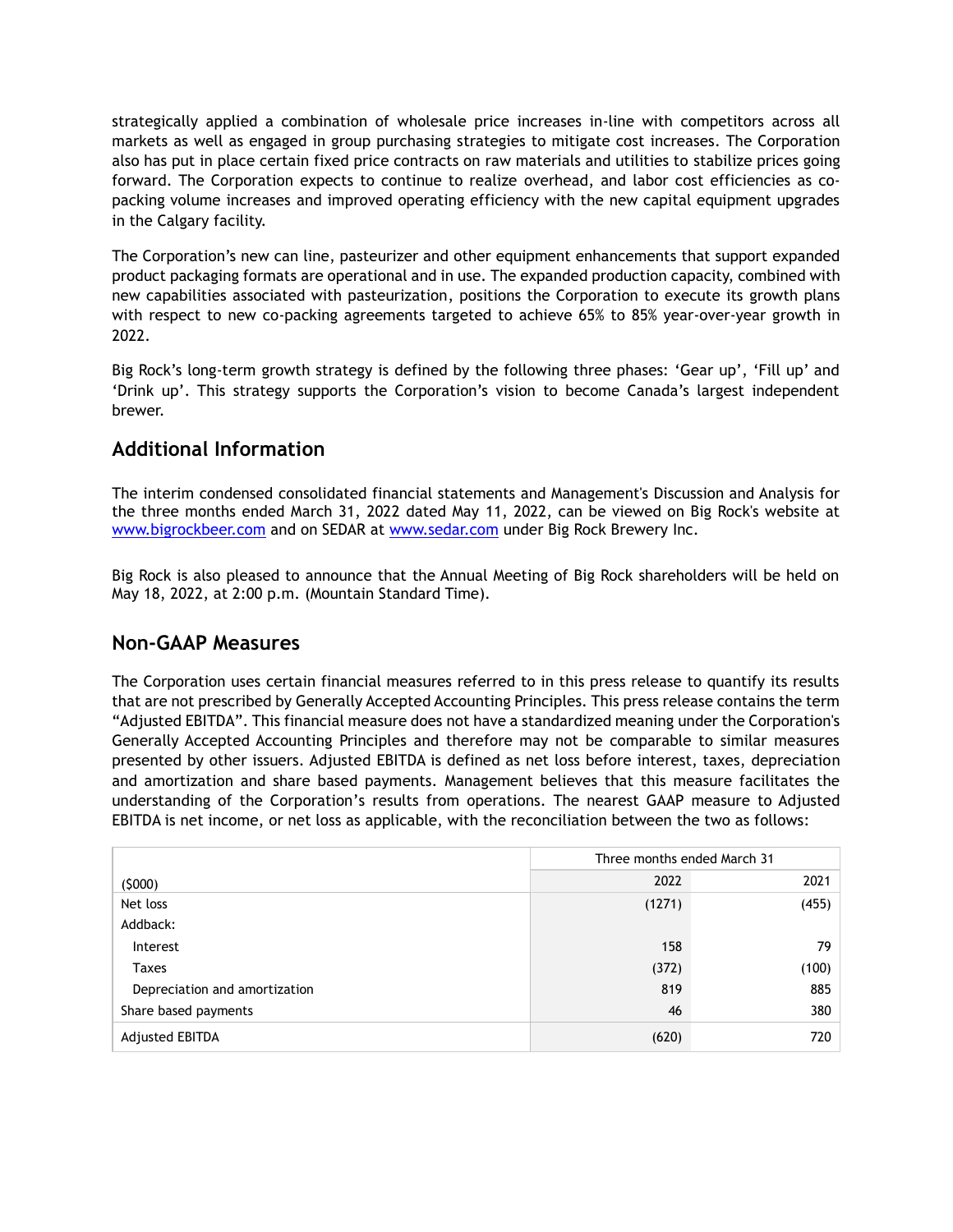strategically applied a combination of wholesale price increases in-line with competitors across all markets as well as engaged in group purchasing strategies to mitigate cost increases. The Corporation also has put in place certain fixed price contracts on raw materials and utilities to stabilize prices going forward. The Corporation expects to continue to realize overhead, and labor cost efficiencies as co-packing volume increases and improved operating efficiency with the new capital equipment upgrades in the Calgary facility.

The Corporation's new can line, pasteurizer and other equipment enhancements that support expanded product packaging formats are operational and in use. The expanded production capacity, combined with new capabilities associated with pasteurization, positions the Corporation to execute its growth plans with respect to new co-packing agreements targeted to achieve 65% to 85% year-over-year growth in 2022.

Big Rock's long-term growth strategy is defined by the following three phases: 'Gear up', 'Fill up' and 'Drink up'. This strategy supports the Corporation's vision to become Canada's largest independent brewer.

## Additional Information

The interim condensed consolidated financial statements and Management's Discussion and Analysis for the three months ended March 31, 2022 dated May 11, 2022, can be viewed on Big Rock's website at [www.bigrockbeer.com](http://www.bigrockbeer.com) and on SEDAR at [www.sedar.com](http://www.sedar.com) under Big Rock Brewery Inc.

Big Rock is also pleased to announce that the Annual Meeting of Big Rock shareholders will be held on May 18, 2022, at 2:00 p.m. (Mountain Standard Time).

## Non-GAAP Measures

The Corporation uses certain financial measures referred to in this press release to quantify its results that are not prescribed by Generally Accepted Accounting Principles. This press release contains the term "Adjusted EBITDA". This financial measure does not have a standardized meaning under the Corporation's Generally Accepted Accounting Principles and therefore may not be comparable to similar measures presented by other issuers. Adjusted EBITDA is defined as net loss before interest, taxes, depreciation and amortization and share based payments. Management believes that this measure facilitates the understanding of the Corporation's results from operations. The nearest GAAP measure to Adjusted EBITDA is net income, or net loss as applicable, with the reconciliation between the two as follows:

| | Three months ended March 31 | |
|---|---|---|
| ($000) | 2022 | 2021 |
| Net loss | (1271) | (455) |
| Addback: | | |
| Interest | 158 | 79 |
| Taxes | (372) | (100) |
| Depreciation and amortization | 819 | 885 |
| Share based payments | 46 | 380 |
| Adjusted EBITDA | (620) | 720 |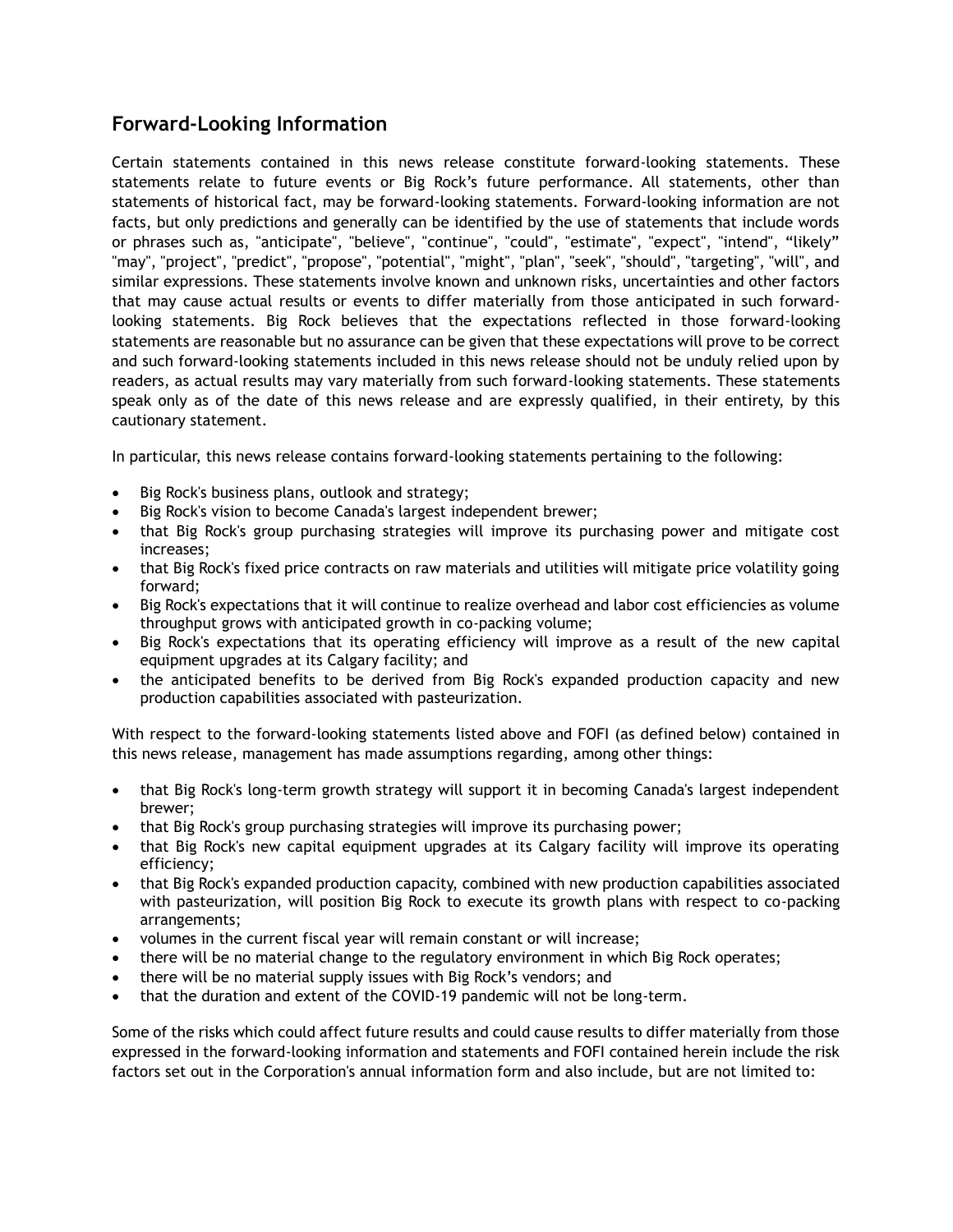## Forward-Looking Information

Certain statements contained in this news release constitute forward-looking statements. These statements relate to future events or Big Rock's future performance. All statements, other than statements of historical fact, may be forward-looking statements. Forward-looking information are not facts, but only predictions and generally can be identified by the use of statements that include words or phrases such as, "anticipate", "believe", "continue", "could", "estimate", "expect", "intend", "likely" "may", "project", "predict", "propose", "potential", "might", "plan", "seek", "should", "targeting", "will", and similar expressions. These statements involve known and unknown risks, uncertainties and other factors that may cause actual results or events to differ materially from those anticipated in such forward-looking statements. Big Rock believes that the expectations reflected in those forward-looking statements are reasonable but no assurance can be given that these expectations will prove to be correct and such forward-looking statements included in this news release should not be unduly relied upon by readers, as actual results may vary materially from such forward-looking statements. These statements speak only as of the date of this news release and are expressly qualified, in their entirety, by this cautionary statement.

In particular, this news release contains forward-looking statements pertaining to the following:

- Big Rock's business plans, outlook and strategy;
- Big Rock's vision to become Canada's largest independent brewer;
- that Big Rock's group purchasing strategies will improve its purchasing power and mitigate cost increases;
- that Big Rock's fixed price contracts on raw materials and utilities will mitigate price volatility going forward;
- Big Rock's expectations that it will continue to realize overhead and labor cost efficiencies as volume throughput grows with anticipated growth in co-packing volume;
- Big Rock's expectations that its operating efficiency will improve as a result of the new capital equipment upgrades at its Calgary facility; and
- the anticipated benefits to be derived from Big Rock's expanded production capacity and new production capabilities associated with pasteurization.

With respect to the forward-looking statements listed above and FOFI (as defined below) contained in this news release, management has made assumptions regarding, among other things:

- that Big Rock's long-term growth strategy will support it in becoming Canada's largest independent brewer;
- that Big Rock's group purchasing strategies will improve its purchasing power;
- that Big Rock's new capital equipment upgrades at its Calgary facility will improve its operating efficiency;
- that Big Rock's expanded production capacity, combined with new production capabilities associated with pasteurization, will position Big Rock to execute its growth plans with respect to co-packing arrangements;
- volumes in the current fiscal year will remain constant or will increase;
- there will be no material change to the regulatory environment in which Big Rock operates;
- there will be no material supply issues with Big Rock's vendors; and
- that the duration and extent of the COVID-19 pandemic will not be long-term.

Some of the risks which could affect future results and could cause results to differ materially from those expressed in the forward-looking information and statements and FOFI contained herein include the risk factors set out in the Corporation's annual information form and also include, but are not limited to: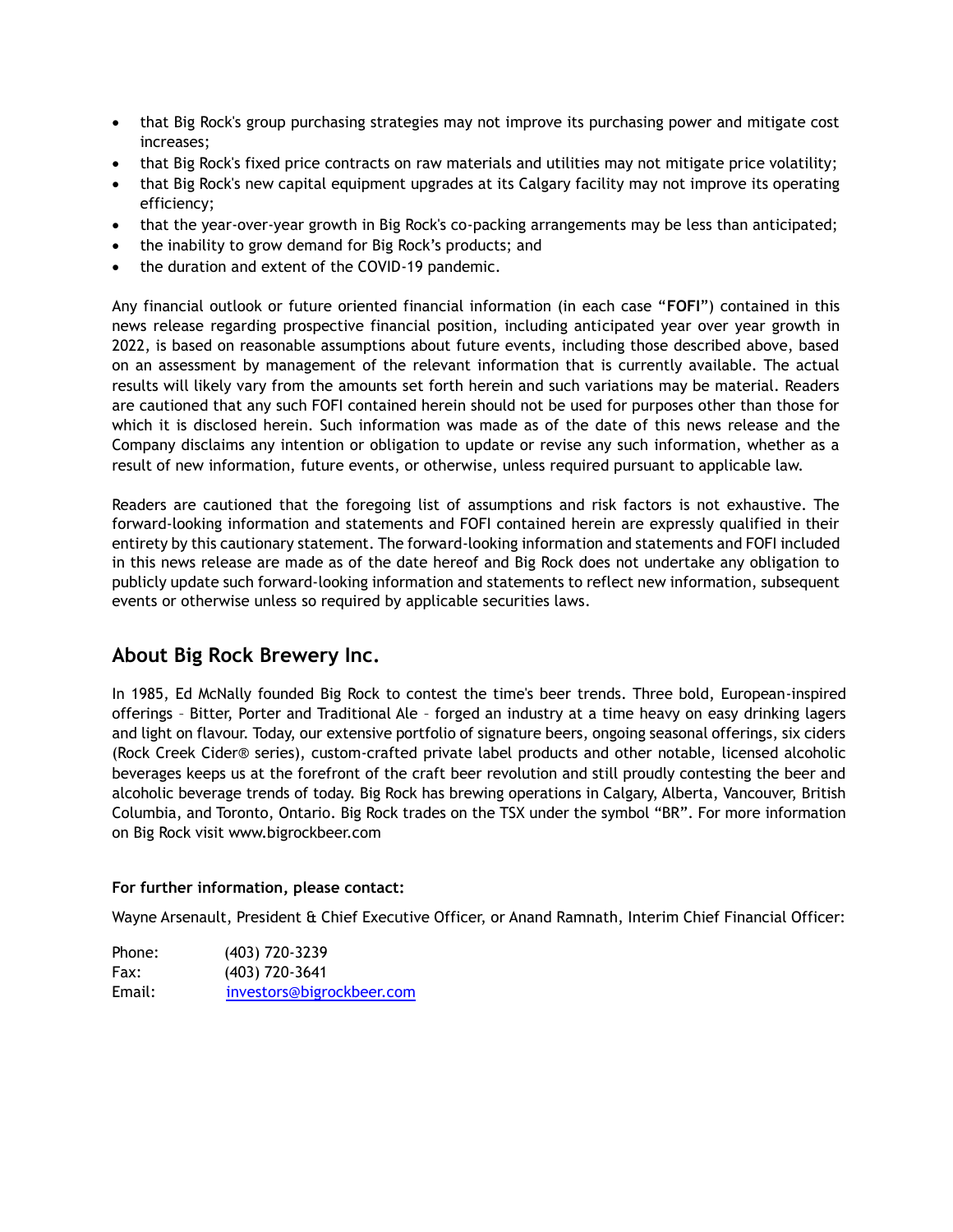- that Big Rock's group purchasing strategies may not improve its purchasing power and mitigate cost increases;
- that Big Rock's fixed price contracts on raw materials and utilities may not mitigate price volatility;
- that Big Rock's new capital equipment upgrades at its Calgary facility may not improve its operating efficiency;
- that the year-over-year growth in Big Rock's co-packing arrangements may be less than anticipated;
- the inability to grow demand for Big Rock's products; and
- the duration and extent of the COVID-19 pandemic.

Any financial outlook or future oriented financial information (in each case "**FOFI**") contained in this news release regarding prospective financial position, including anticipated year over year growth in 2022, is based on reasonable assumptions about future events, including those described above, based on an assessment by management of the relevant information that is currently available. The actual results will likely vary from the amounts set forth herein and such variations may be material. Readers are cautioned that any such FOFI contained herein should not be used for purposes other than those for which it is disclosed herein. Such information was made as of the date of this news release and the Company disclaims any intention or obligation to update or revise any such information, whether as a result of new information, future events, or otherwise, unless required pursuant to applicable law.

Readers are cautioned that the foregoing list of assumptions and risk factors is not exhaustive. The forward-looking information and statements and FOFI contained herein are expressly qualified in their entirety by this cautionary statement. The forward-looking information and statements and FOFI included in this news release are made as of the date hereof and Big Rock does not undertake any obligation to publicly update such forward-looking information and statements to reflect new information, subsequent events or otherwise unless so required by applicable securities laws.

## About Big Rock Brewery Inc.

In 1985, Ed McNally founded Big Rock to contest the time's beer trends. Three bold, European-inspired offerings – Bitter, Porter and Traditional Ale – forged an industry at a time heavy on easy drinking lagers and light on flavour. Today, our extensive portfolio of signature beers, ongoing seasonal offerings, six ciders (Rock Creek Cider® series), custom-crafted private label products and other notable, licensed alcoholic beverages keeps us at the forefront of the craft beer revolution and still proudly contesting the beer and alcoholic beverage trends of today. Big Rock has brewing operations in Calgary, Alberta, Vancouver, British Columbia, and Toronto, Ontario. Big Rock trades on the TSX under the symbol "BR". For more information on Big Rock visit www.bigrockbeer.com

**For further information, please contact:**

Wayne Arsenault, President & Chief Executive Officer, or Anand Ramnath, Interim Chief Financial Officer:

Phone: (403) 720-3239
Fax: (403) 720-3641
Email: investors@bigrockbeer.com